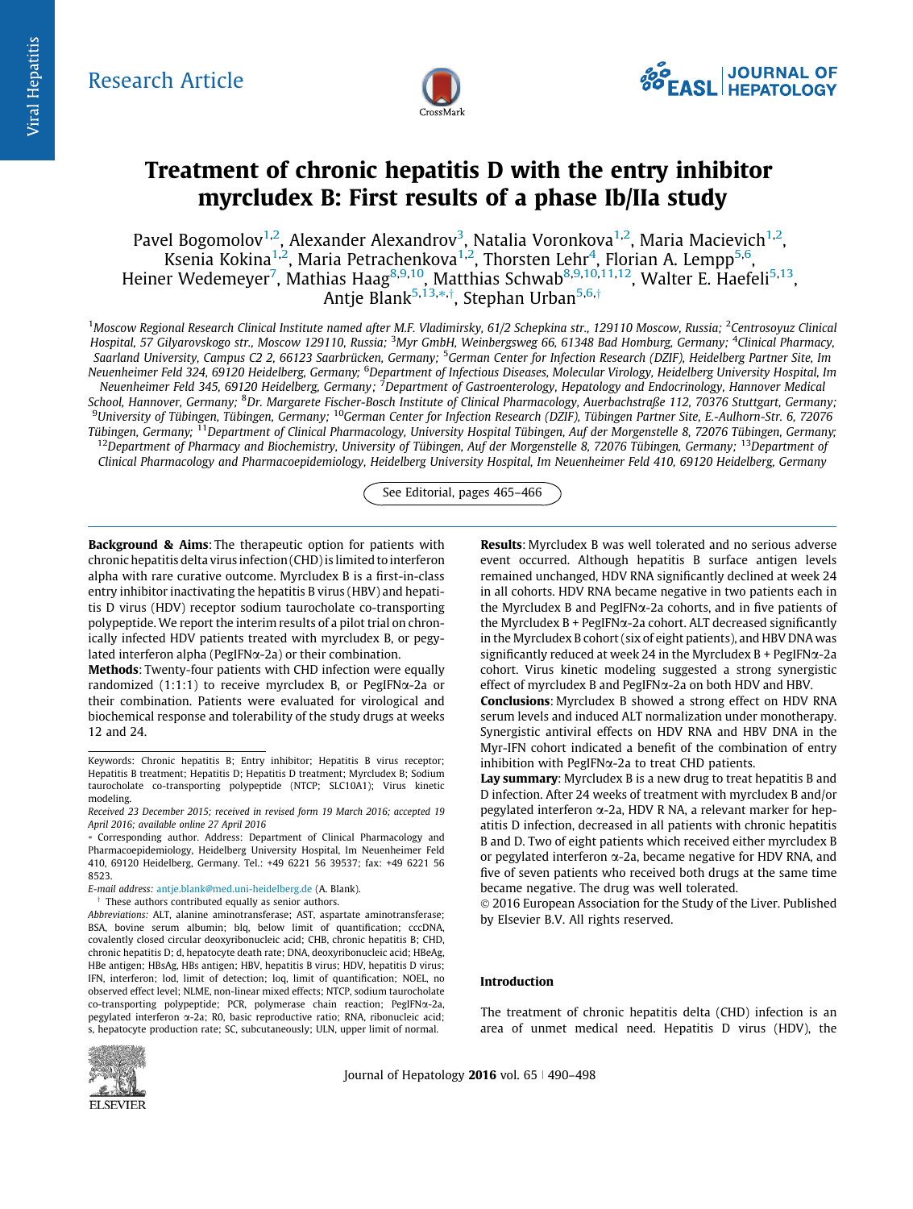# Treatment of chronic hepatitis D with the entry inhibitor myrcludex B: First results of a phase Ib/IIa study

Pavel Bogomolov[1,2], Alexander Alexandrov[3], Natalia Voronkova[1,2], Maria Macievich[1,2], Ksenia Kokina[1,2], Maria Petrachenkova[1,2], Thorsten Lehr[4], Florian A. Lempp[5,6], Heiner Wedemeyer[7], Mathias Haag[8,9,10], Matthias Schwab[8,9,10,11,12], Walter E. Haefeli[5,13], Antje Blank[5,13,*,†], Stephan Urban[5,6,†]

[1]*Moscow Regional Research Clinical Institute named after M.F. Vladimirsky, 61/2 Schepkina str., 129110 Moscow, Russia;* [2]*Centrosoyuz Clinical Hospital, 57 Gilyarovskogo str., Moscow 129110, Russia;* [3]*Myr GmbH, Weinbergsweg 66, 61348 Bad Homburg, Germany;* [4]*Clinical Pharmacy, Saarland University, Campus C2 2, 66123 Saarbrücken, Germany;* [5]*German Center for Infection Research (DZIF), Heidelberg Partner Site, Im Neuenheimer Feld 324, 69120 Heidelberg, Germany;* [6]*Department of Infectious Diseases, Molecular Virology, Heidelberg University Hospital, Im Neuenheimer Feld 345, 69120 Heidelberg, Germany;* [7]*Department of Gastroenterology, Hepatology and Endocrinology, Hannover Medical School, Hannover, Germany;* [8]*Dr. Margarete Fischer-Bosch Institute of Clinical Pharmacology, Auerbachstraße 112, 70376 Stuttgart, Germany;* [9]*University of Tübingen, Tübingen, Germany;* [10]*German Center for Infection Research (DZIF), Tübingen Partner Site, E.-Aulhorn-Str. 6, 72076 Tübingen, Germany;* [11]*Department of Clinical Pharmacology, University Hospital Tübingen, Auf der Morgenstelle 8, 72076 Tübingen, Germany;* [12]*Department of Pharmacy and Biochemistry, University of Tübingen, Auf der Morgenstelle 8, 72076 Tübingen, Germany;* [13]*Department of Clinical Pharmacology and Pharmacoepidemiology, Heidelberg University Hospital, Im Neuenheimer Feld 410, 69120 Heidelberg, Germany*

See Editorial, pages 465–466

**Background & Aims**: The therapeutic option for patients with chronic hepatitis delta virus infection (CHD) is limited to interferon alpha with rare curative outcome. Myrcludex B is a first-in-class entry inhibitor inactivating the hepatitis B virus (HBV) and hepatitis D virus (HDV) receptor sodium taurocholate co-transporting polypeptide. We report the interim results of a pilot trial on chronically infected HDV patients treated with myrcludex B, or pegylated interferon alpha (PegIFNα-2a) or their combination.

**Methods**: Twenty-four patients with CHD infection were equally randomized (1:1:1) to receive myrcludex B, or PegIFNα-2a or their combination. Patients were evaluated for virological and biochemical response and tolerability of the study drugs at weeks 12 and 24.

**Results**: Myrcludex B was well tolerated and no serious adverse event occurred. Although hepatitis B surface antigen levels remained unchanged, HDV RNA significantly declined at week 24 in all cohorts. HDV RNA became negative in two patients each in the Myrcludex B and PegIFNα-2a cohorts, and in five patients of the Myrcludex B + PegIFNα-2a cohort. ALT decreased significantly in the Myrcludex B cohort (six of eight patients), and HBV DNA was significantly reduced at week 24 in the Myrcludex B + PegIFNα-2a cohort. Virus kinetic modeling suggested a strong synergistic effect of myrcludex B and PegIFNα-2a on both HDV and HBV.

**Conclusions**: Myrcludex B showed a strong effect on HDV RNA serum levels and induced ALT normalization under monotherapy. Synergistic antiviral effects on HDV RNA and HBV DNA in the Myr-IFN cohort indicated a benefit of the combination of entry inhibition with PegIFNα-2a to treat CHD patients.

**Lay summary**: Myrcludex B is a new drug to treat hepatitis B and D infection. After 24 weeks of treatment with myrcludex B and/or pegylated interferon α-2a, HDV R NA, a relevant marker for hepatitis D infection, decreased in all patients with chronic hepatitis B and D. Two of eight patients which received either myrcludex B or pegylated interferon α-2a, became negative for HDV RNA, and five of seven patients who received both drugs at the same time became negative. The drug was well tolerated.

© 2016 European Association for the Study of the Liver. Published by Elsevier B.V. All rights reserved.

Keywords: Chronic hepatitis B; Entry inhibitor; Hepatitis B virus receptor; Hepatitis B treatment; Hepatitis D; Hepatitis D treatment; Myrcludex B; Sodium taurocholate co-transporting polypeptide (NTCP; SLC10A1); Virus kinetic modeling.

*Received 23 December 2015; received in revised form 19 March 2016; accepted 19 April 2016; available online 27 April 2016*

* Corresponding author. Address: Department of Clinical Pharmacology and Pharmacoepidemiology, Heidelberg University Hospital, Im Neuenheimer Feld 410, 69120 Heidelberg, Germany. Tel.: +49 6221 56 39537; fax: +49 6221 56 8523.

*E-mail address:* antje.blank@med.uni-heidelberg.de (A. Blank).

† These authors contributed equally as senior authors.

*Abbreviations:* ALT, alanine aminotransferase; AST, aspartate aminotransferase; BSA, bovine serum albumin; blq, below limit of quantification; cccDNA, covalently closed circular deoxyribonucleic acid; CHB, chronic hepatitis B; CHD, chronic hepatitis D; d, hepatocyte death rate; DNA, deoxyribonucleic acid; HBeAg, HBe antigen; HBsAg, HBs antigen; HBV, hepatitis B virus; HDV, hepatitis D virus; IFN, interferon; lod, limit of detection; loq, limit of quantification; NOEL, no observed effect level; NLME, non-linear mixed effects; NTCP, sodium taurocholate co-transporting polypeptide; PCR, polymerase chain reaction; PegIFNα-2a, pegylated interferon α-2a; R0, basic reproductive ratio; RNA, ribonucleic acid; s, hepatocyte production rate; SC, subcutaneously; ULN, upper limit of normal.

## Introduction

The treatment of chronic hepatitis delta (CHD) infection is an area of unmet medical need. Hepatitis D virus (HDV), the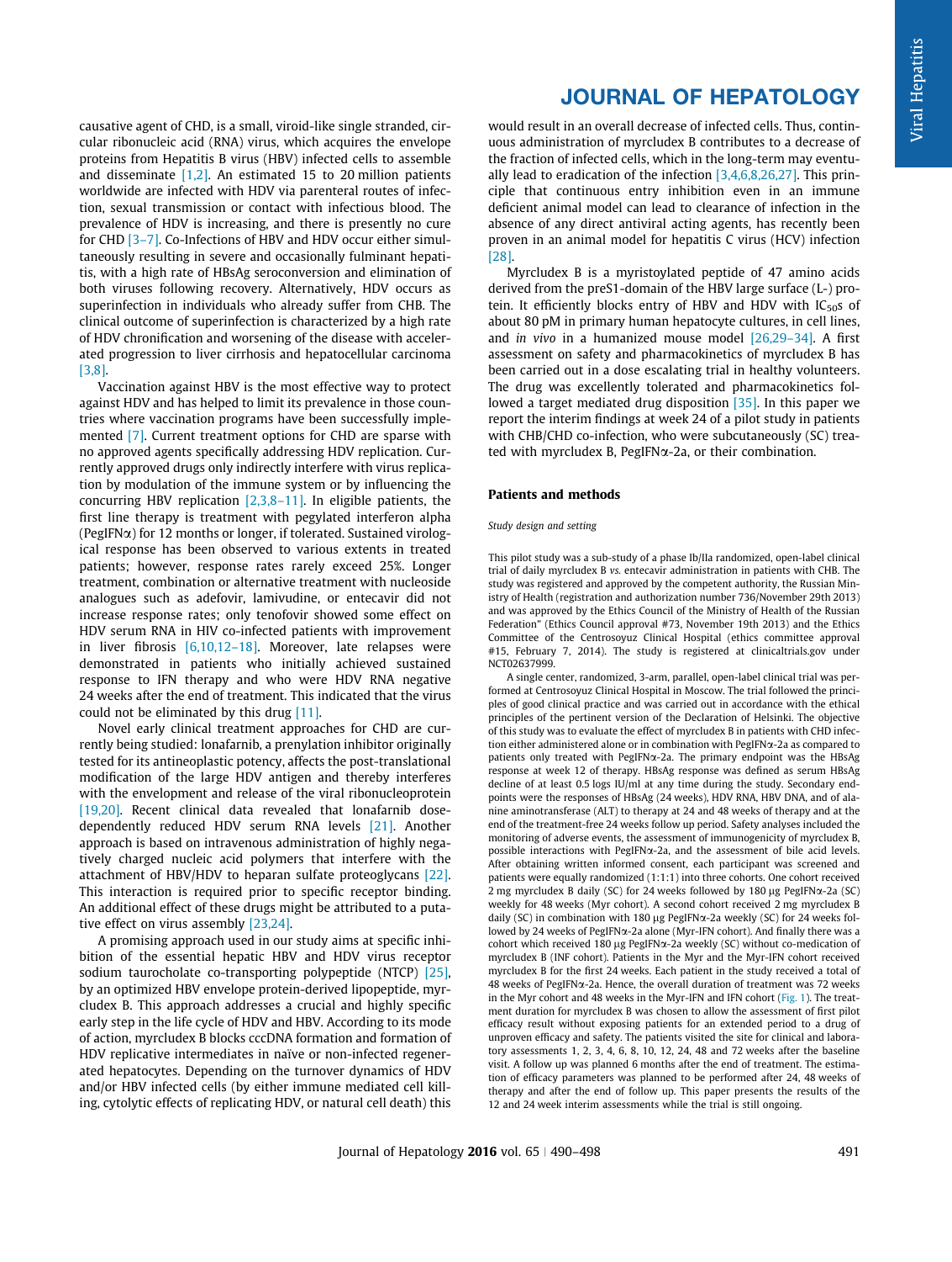causative agent of CHD, is a small, viroid-like single stranded, circular ribonucleic acid (RNA) virus, which acquires the envelope proteins from Hepatitis B virus (HBV) infected cells to assemble and disseminate [1,2]. An estimated 15 to 20 million patients worldwide are infected with HDV via parenteral routes of infection, sexual transmission or contact with infectious blood. The prevalence of HDV is increasing, and there is presently no cure for CHD [3–7]. Co-Infections of HBV and HDV occur either simultaneously resulting in severe and occasionally fulminant hepatitis, with a high rate of HBsAg seroconversion and elimination of both viruses following recovery. Alternatively, HDV occurs as superinfection in individuals who already suffer from CHB. The clinical outcome of superinfection is characterized by a high rate of HDV chronification and worsening of the disease with accelerated progression to liver cirrhosis and hepatocellular carcinoma [3,8].

Vaccination against HBV is the most effective way to protect against HDV and has helped to limit its prevalence in those countries where vaccination programs have been successfully implemented [7]. Current treatment options for CHD are sparse with no approved agents specifically addressing HDV replication. Currently approved drugs only indirectly interfere with virus replication by modulation of the immune system or by influencing the concurring HBV replication [2,3,8–11]. In eligible patients, the first line therapy is treatment with pegylated interferon alpha (PegIFNα) for 12 months or longer, if tolerated. Sustained virological response has been observed to various extents in treated patients; however, response rates rarely exceed 25%. Longer treatment, combination or alternative treatment with nucleoside analogues such as adefovir, lamivudine, or entecavir did not increase response rates; only tenofovir showed some effect on HDV serum RNA in HIV co-infected patients with improvement in liver fibrosis [6,10,12–18]. Moreover, late relapses were demonstrated in patients who initially achieved sustained response to IFN therapy and who were HDV RNA negative 24 weeks after the end of treatment. This indicated that the virus could not be eliminated by this drug [11].

Novel early clinical treatment approaches for CHD are currently being studied: lonafarnib, a prenylation inhibitor originally tested for its antineoplastic potency, affects the post-translational modification of the large HDV antigen and thereby interferes with the envelopment and release of the viral ribonucleoprotein [19,20]. Recent clinical data revealed that lonafarnib dose-dependently reduced HDV serum RNA levels [21]. Another approach is based on intravenous administration of highly negatively charged nucleic acid polymers that interfere with the attachment of HBV/HDV to heparan sulfate proteoglycans [22]. This interaction is required prior to specific receptor binding. An additional effect of these drugs might be attributed to a putative effect on virus assembly [23,24].

A promising approach used in our study aims at specific inhibition of the essential hepatic HBV and HDV virus receptor sodium taurocholate co-transporting polypeptide (NTCP) [25], by an optimized HBV envelope protein-derived lipopeptide, myrcludex B. This approach addresses a crucial and highly specific early step in the life cycle of HDV and HBV. According to its mode of action, myrcludex B blocks cccDNA formation and formation of HDV replicative intermediates in naïve or non-infected regenerated hepatocytes. Depending on the turnover dynamics of HDV and/or HBV infected cells (by either immune mediated cell killing, cytolytic effects of replicating HDV, or natural cell death) this would result in an overall decrease of infected cells. Thus, continuous administration of myrcludex B contributes to a decrease of the fraction of infected cells, which in the long-term may eventually lead to eradication of the infection [3,4,6,8,26,27]. This principle that continuous entry inhibition even in an immune deficient animal model can lead to clearance of infection in the absence of any direct antiviral acting agents, has recently been proven in an animal model for hepatitis C virus (HCV) infection [28].

Myrcludex B is a myristoylated peptide of 47 amino acids derived from the preS1-domain of the HBV large surface (L-) protein. It efficiently blocks entry of HBV and HDV with $IC_{50}$s of about 80 pM in primary human hepatocyte cultures, in cell lines, and *in vivo* in a humanized mouse model [26,29–34]. A first assessment on safety and pharmacokinetics of myrcludex B has been carried out in a dose escalating trial in healthy volunteers. The drug was excellently tolerated and pharmacokinetics followed a target mediated drug disposition [35]. In this paper we report the interim findings at week 24 of a pilot study in patients with CHB/CHD co-infection, who were subcutaneously (SC) treated with myrcludex B, PegIFNα-2a, or their combination.

## Patients and methods

### Study design and setting

This pilot study was a sub-study of a phase Ib/IIa randomized, open-label clinical trial of daily myrcludex B *vs.* entecavir administration in patients with CHB. The study was registered and approved by the competent authority, the Russian Ministry of Health (registration and authorization number 736/November 29th 2013) and was approved by the Ethics Council of the Ministry of Health of the Russian Federation" (Ethics Council approval #73, November 19th 2013) and the Ethics Committee of the Centrosoyuz Clinical Hospital (ethics committee approval #15, February 7, 2014). The study is registered at clinicaltrials.gov under NCT02637999.

A single center, randomized, 3-arm, parallel, open-label clinical trial was performed at Centrosoyuz Clinical Hospital in Moscow. The trial followed the principles of good clinical practice and was carried out in accordance with the ethical principles of the pertinent version of the Declaration of Helsinki. The objective of this study was to evaluate the effect of myrcludex B in patients with CHD infection either administered alone or in combination with PegIFNα-2a as compared to patients only treated with PegIFNα-2a. The primary endpoint was the HBsAg response at week 12 of therapy. HBsAg response was defined as serum HBsAg decline of at least 0.5 logs IU/ml at any time during the study. Secondary endpoints were the responses of HBsAg (24 weeks), HDV RNA, HBV DNA, and of alanine aminotransferase (ALT) to therapy at 24 and 48 weeks of therapy and at the end of the treatment-free 24 weeks follow up period. Safety analyses included the monitoring of adverse events, the assessment of immunogenicity of myrcludex B, possible interactions with PegIFNα-2a, and the assessment of bile acid levels. After obtaining written informed consent, each participant was screened and patients were equally randomized (1:1:1) into three cohorts. One cohort received 2 mg myrcludex B daily (SC) for 24 weeks followed by 180 µg PegIFNα-2a (SC) weekly for 48 weeks (Myr cohort). A second cohort received 2 mg myrcludex B daily (SC) in combination with 180 µg PegIFNα-2a weekly (SC) for 24 weeks followed by 24 weeks of PegIFNα-2a alone (Myr-IFN cohort). And finally there was a cohort which received 180 µg PegIFNα-2a weekly (SC) without co-medication of myrcludex B (INF cohort). Patients in the Myr and the Myr-IFN cohort received myrcludex B for the first 24 weeks. Each patient in the study received a total of 48 weeks of PegIFNα-2a. Hence, the overall duration of treatment was 72 weeks in the Myr cohort and 48 weeks in the Myr-IFN and IFN cohort (Fig. 1). The treatment duration for myrcludex B was chosen to allow the assessment of first pilot efficacy result without exposing patients for an extended period to a drug of unproven efficacy and safety. The patients visited the site for clinical and laboratory assessments 1, 2, 3, 4, 6, 8, 10, 12, 24, 48 and 72 weeks after the baseline visit. A follow up was planned 6 months after the end of treatment. The estimation of efficacy parameters was planned to be performed after 24, 48 weeks of therapy and after the end of follow up. This paper presents the results of the 12 and 24 week interim assessments while the trial is still ongoing.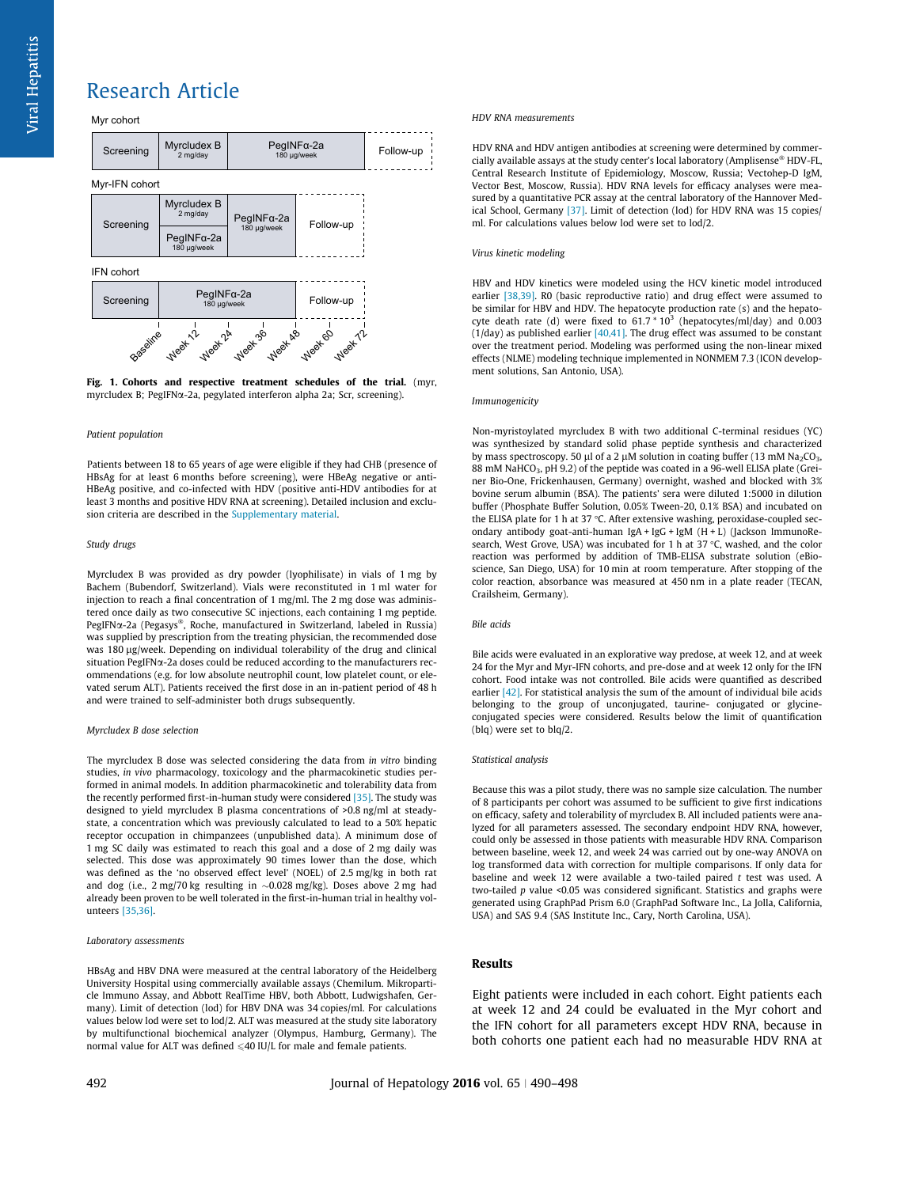Myr cohort

| Screening | Myrcludex B 2 mg/day | PegINFα-2a 180 µg/week | Follow-up |
|---|---|---|---|

Myr-IFN cohort

| Screening | Myrcludex B 2 mg/day + PegINFα-2a 180 µg/week | PegINFα-2a 180 µg/week | Follow-up |
|---|---|---|---|

IFN cohort

| Screening | PegINFα-2a 180 µg/week | Follow-up |
|---|---|---|

Baseline, Week 12, Week 24, Week 36, Week 48, Week 60, Week 72

**Fig. 1. Cohorts and respective treatment schedules of the trial.** (myr, myrcludex B; PegIFNα-2a, pegylated interferon alpha 2a; Scr, screening).

*Patient population*

Patients between 18 to 65 years of age were eligible if they had CHB (presence of HBsAg for at least 6 months before screening), were HBeAg negative or anti-HBeAg positive, and co-infected with HDV (positive anti-HDV antibodies for at least 3 months and positive HDV RNA at screening). Detailed inclusion and exclusion criteria are described in the Supplementary material.

*Study drugs*

Myrcludex B was provided as dry powder (lyophilisate) in vials of 1 mg by Bachem (Bubendorf, Switzerland). Vials were reconstituted in 1 ml water for injection to reach a final concentration of 1 mg/ml. The 2 mg dose was administered once daily as two consecutive SC injections, each containing 1 mg peptide. PegIFNα-2a (Pegasys®, Roche, manufactured in Switzerland, labeled in Russia) was supplied by prescription from the treating physician, the recommended dose was 180 µg/week. Depending on individual tolerability of the drug and clinical situation PegIFNα-2a doses could be reduced according to the manufacturers recommendations (e.g. for low absolute neutrophil count, low platelet count, or elevated serum ALT). Patients received the first dose in an in-patient period of 48 h and were trained to self-administer both drugs subsequently.

*Myrcludex B dose selection*

The myrcludex B dose was selected considering the data from *in vitro* binding studies, *in vivo* pharmacology, toxicology and the pharmacokinetic studies performed in animal models. In addition pharmacokinetic and tolerability data from the recently performed first-in-human study were considered [35]. The study was designed to yield myrcludex B plasma concentrations of >0.8 ng/ml at steady-state, a concentration which was previously calculated to lead to a 50% hepatic receptor occupation in chimpanzees (unpublished data). A minimum dose of 1 mg SC daily was estimated to reach this goal and a dose of 2 mg daily was selected. This dose was approximately 90 times lower than the dose, which was defined as the 'no observed effect level' (NOEL) of 2.5 mg/kg in both rat and dog (i.e., 2 mg/70 kg resulting in ~0.028 mg/kg). Doses above 2 mg had already been proven to be well tolerated in the first-in-human trial in healthy volunteers [35,36].

*Laboratory assessments*

HBsAg and HBV DNA were measured at the central laboratory of the Heidelberg University Hospital using commercially available assays (Chemilum. Mikropartikle Immuno Assay, and Abbott RealTime HBV, both Abbott, Ludwigshafen, Germany). Limit of detection (lod) for HBV DNA was 34 copies/ml. For calculations values below lod were set to lod/2. ALT was measured at the study site laboratory by multifunctional biochemical analyzer (Olympus, Hamburg, Germany). The normal value for ALT was defined ⩽40 IU/L for male and female patients.

*HDV RNA measurements*

HDV RNA and HDV antigen antibodies at screening were determined by commercially available assays at the study center's local laboratory (Amplisense® HDV-FL, Central Research Institute of Epidemiology, Moscow, Russia; Vectohep-D IgM, Vector Best, Moscow, Russia). HDV RNA levels for efficacy analyses were measured by a quantitative PCR assay at the central laboratory of the Hannover Medical School, Germany [37]. Limit of detection (lod) for HDV RNA was 15 copies/ml. For calculations values below lod were set to lod/2.

*Virus kinetic modeling*

HBV and HDV kinetics were modeled using the HCV kinetic model introduced earlier [38,39]. R0 (basic reproductive ratio) and drug effect were assumed to be similar for HBV and HDV. The hepatocyte production rate (s) and the hepatocyte death rate (d) were fixed to $61.7 * 10^3$ (hepatocytes/ml/day) and 0.003 (1/day) as published earlier [40,41]. The drug effect was assumed to be constant over the treatment period. Modeling was performed using the non-linear mixed effects (NLME) modeling technique implemented in NONMEM 7.3 (ICON development solutions, San Antonio, USA).

*Immunogenicity*

Non-myristoylated myrcludex B with two additional C-terminal residues (YC) was synthesized by standard solid phase peptide synthesis and characterized by mass spectroscopy. 50 µl of a 2 µM solution in coating buffer (13 mM $Na_2CO_3$, 88 mM $NaHCO_3$, pH 9.2) of the peptide was coated in a 96-well ELISA plate (Greiner Bio-One, Frickenhausen, Germany) overnight, washed and blocked with 3% bovine serum albumin (BSA). The patients' sera were diluted 1:5000 in dilution buffer (Phosphate Buffer Solution, 0.05% Tween-20, 0.1% BSA) and incubated on the ELISA plate for 1 h at 37 °C. After extensive washing, peroxidase-coupled secondary antibody goat-anti-human IgA + IgG + IgM (H + L) (Jackson ImmunoResearch, West Grove, USA) was incubated for 1 h at 37 °C, washed, and the color reaction was performed by addition of TMB-ELISA substrate solution (eBioscience, San Diego, USA) for 10 min at room temperature. After stopping of the color reaction, absorbance was measured at 450 nm in a plate reader (TECAN, Crailsheim, Germany).

*Bile acids*

Bile acids were evaluated in an explorative way predose, at week 12, and at week 24 for the Myr and Myr-IFN cohorts, and pre-dose and at week 12 only for the IFN cohort. Food intake was not controlled. Bile acids were quantified as described earlier [42]. For statistical analysis the sum of the amount of individual bile acids belonging to the group of unconjugated, taurine- conjugated or glycine-conjugated species were considered. Results below the limit of quantification (blq) were set to blq/2.

*Statistical analysis*

Because this was a pilot study, there was no sample size calculation. The number of 8 participants per cohort was assumed to be sufficient to give first indications on efficacy, safety and tolerability of myrcludex B. All included patients were analyzed for all parameters assessed. The secondary endpoint HDV RNA, however, could only be assessed in those patients with measurable HDV RNA. Comparison between baseline, week 12, and week 24 was carried out by one-way ANOVA on log transformed data with correction for multiple comparisons. If only data for baseline and week 12 were available a two-tailed paired *t* test was used. A two-tailed *p* value <0.05 was considered significant. Statistics and graphs were generated using GraphPad Prism 6.0 (GraphPad Software Inc., La Jolla, California, USA) and SAS 9.4 (SAS Institute Inc., Cary, North Carolina, USA).

## Results

Eight patients were included in each cohort. Eight patients each at week 12 and 24 could be evaluated in the Myr cohort and the IFN cohort for all parameters except HDV RNA, because in both cohorts one patient each had no measurable HDV RNA at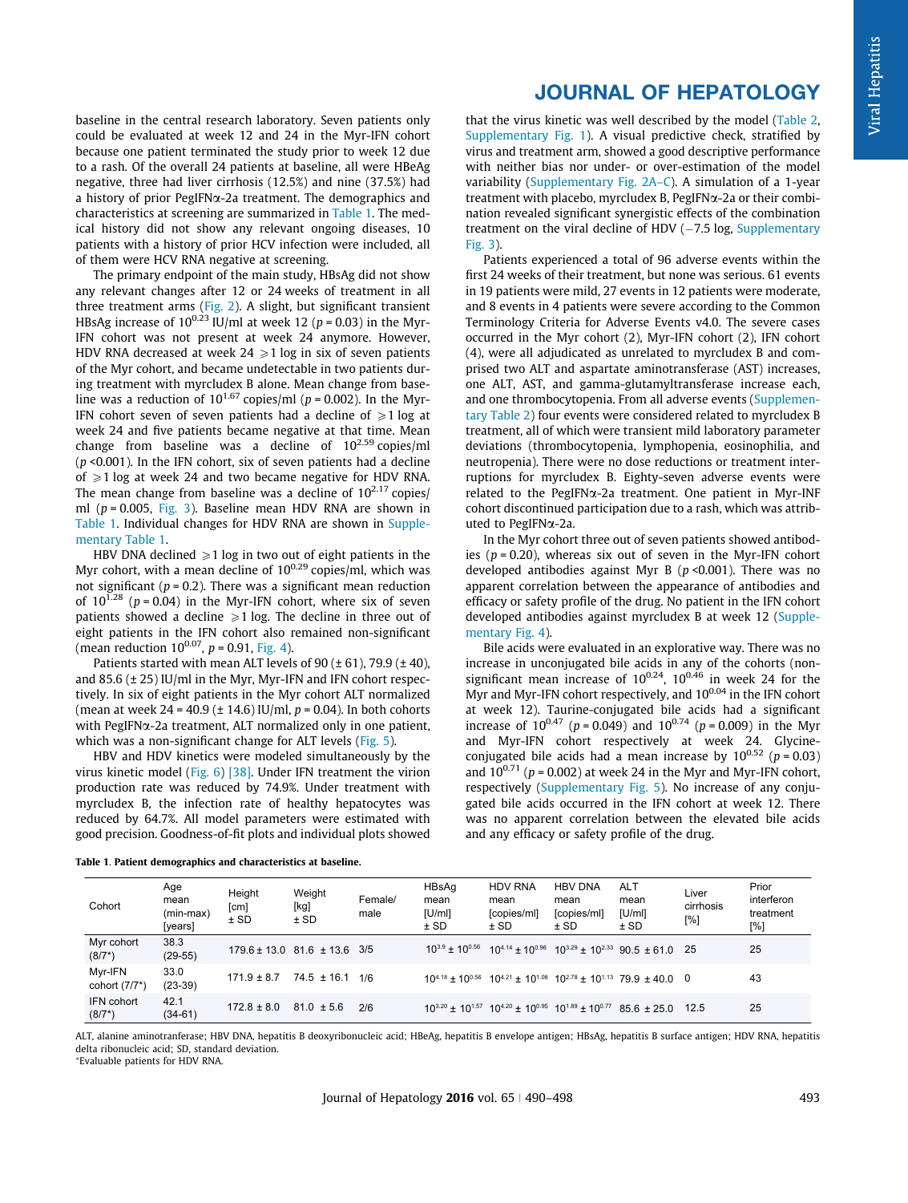baseline in the central research laboratory. Seven patients only could be evaluated at week 12 and 24 in the Myr-IFN cohort because one patient terminated the study prior to week 12 due to a rash. Of the overall 24 patients at baseline, all were HBeAg negative, three had liver cirrhosis (12.5%) and nine (37.5%) had a history of prior PegIFNα-2a treatment. The demographics and characteristics at screening are summarized in Table 1. The medical history did not show any relevant ongoing diseases, 10 patients with a history of prior HCV infection were included, all of them were HCV RNA negative at screening.

The primary endpoint of the main study, HBsAg did not show any relevant changes after 12 or 24 weeks of treatment in all three treatment arms (Fig. 2). A slight, but significant transient HBsAg increase of $10^{0.23}$ IU/ml at week 12 ($p = 0.03$) in the Myr-IFN cohort was not present at week 24 anymore. However, HDV RNA decreased at week 24 ⩾1 log in six of seven patients of the Myr cohort, and became undetectable in two patients during treatment with myrcludex B alone. Mean change from baseline was a reduction of $10^{1.67}$ copies/ml ($p = 0.002$). In the Myr-IFN cohort seven of seven patients had a decline of ⩾1 log at week 24 and that five patients became negative for HDV RNA. Mean change from baseline was a decline of $10^{2.59}$ copies/ml ($p < 0.001$). In the IFN cohort, six of seven patients had a decline of ⩾1 log at week 24 and two became negative for HDV RNA. The mean change from baseline was a decline of $10^{2.17}$ copies/ml ($p = 0.005$, Fig. 3). Baseline mean HDV RNA are shown in Table 1. Individual changes for HDV RNA are shown in Supplementary Table 1.

HBV DNA declined ⩾1 log in two out of eight patients in the Myr cohort, with a mean decline of $10^{0.29}$ copies/ml, which was not significant ($p = 0.2$). There was a significant mean reduction of $10^{1.28}$ ($p = 0.04$) in the Myr-IFN cohort, where six of seven patients showed a decline ⩾1 log. The decline in three out of eight patients in the IFN cohort also remained non-significant (mean reduction $10^{0.07}$, $p = 0.91$, Fig. 4).

Patients started with mean ALT levels of 90 (± 61), 79.9 (± 40), and 85.6 (± 25) IU/ml in the Myr, Myr-IFN and IFN cohort respectively. In six of eight patients in the Myr cohort ALT normalized (mean at week 24 = 40.9 (± 14.6) IU/ml, $p = 0.04$). In both cohorts with PegIFNα-2a treatment, ALT normalized only in one patient, which was a non-significant change for ALT levels (Fig. 5).

HBV and HDV kinetics were modeled simultaneously by the virus kinetic model (Fig. 6) [38]. Under IFN treatment the virion production rate was reduced by 74.9%. Under treatment with myrcludex B, the infection rate of healthy hepatocytes was reduced by 64.7%. All model parameters were estimated with good precision. Goodness-of-fit plots and individual plots showed that the virus kinetic was well described by the model (Table 2, Supplementary Fig. 1). A visual predictive check, stratified by virus and treatment arm, showed a good descriptive performance with neither bias nor under- or over-estimation of the model variability (Supplementary Fig. 2A–C). A simulation of a 1-year treatment with placebo, myrcludex B, PegIFNα-2a or their combination revealed significant synergistic effects of the combination treatment on the viral decline of HDV (−7.5 log, Supplementary Fig. 3).

Patients experienced a total of 96 adverse events within the first 24 weeks of their treatment, but none was serious. 61 events in 19 patients were mild, 27 events in 12 patients were moderate, and 8 events in 4 patients were severe according to the Common Terminology Criteria for Adverse Events v4.0. The severe cases occurred in the Myr cohort (2), Myr-IFN cohort (2), IFN cohort (4), were all adjudicated as unrelated to myrcludex B and comprised two ALT and aspartate aminotransferase (AST) increases, one ALT, AST, and gamma-glutamyltransferase increase each, and one thrombocytopenia. From all adverse events (Supplementary Table 2) four events were considered related to myrcludex B treatment, all of which were transient mild laboratory parameter deviations (thrombocytopenia, lymphopenia, eosinophilia, and neutropenia). There were no dose reductions or treatment interruptions for myrcludex B. Eighty-seven adverse events were related to the PegIFNα-2a treatment. One patient in Myr-INF cohort discontinued participation due to a rash, which was attributed to PegIFNα-2a.

In the Myr cohort three out of seven patients showed antibodies ($p = 0.20$), whereas six out of seven in the Myr-IFN cohort developed antibodies against Myr B ($p < 0.001$). There was no apparent correlation between the appearance of antibodies and efficacy or safety profile of the drug. No patient in the IFN cohort developed antibodies against myrcludex B at week 12 (Supplementary Fig. 4).

Bile acids were evaluated in an explorative way. There was no increase in unconjugated bile acids in any of the cohorts (non-significant mean increase of $10^{0.24}$, $10^{0.46}$ in week 24 for the Myr and Myr-IFN cohort respectively, and $10^{0.04}$ in the IFN cohort at week 12). Taurine-conjugated bile acids had a significant increase of $10^{0.47}$ ($p = 0.049$) and $10^{0.74}$ ($p = 0.009$) in the Myr and Myr-IFN cohort respectively at week 24. Glycine-conjugated bile acids had a mean increase by $10^{0.52}$ ($p = 0.03$) and $10^{0.71}$ ($p = 0.002$) at week 24 in the Myr and Myr-IFN cohort, respectively (Supplementary Fig. 5). No increase of any conjugated bile acids occurred in the IFN cohort at week 12. There was no apparent correlation between the elevated bile acids and any efficacy or safety profile of the drug.

**Table 1. Patient demographics and characteristics at baseline.**

| Cohort | Age mean (min-max) [years] | Height [cm] ± SD | Weight [kg] ± SD | Female/ male | HBsAg mean [U/ml] ± SD | HDV RNA mean [copies/ml] ± SD | HBV DNA mean [copies/ml] ± SD | ALT mean [U/ml] ± SD | Liver cirrhosis [%] | Prior interferon treatment [%] |
|---|---|---|---|---|---|---|---|---|---|---|
| Myr cohort (8/7*) | 38.3 (29-55) | 179.6 ± 13.0 | 81.6 ± 13.6 | 3/5 | $10^{3.9} \pm 10^{0.56}$ | $10^{4.14} \pm 10^{0.96}$ | $10^{3.29} \pm 10^{2.33}$ | 90.5 ± 61.0 | 25 | 25 |
| Myr-IFN cohort (7/7*) | 33.0 (23-39) | 171.9 ± 8.7 | 74.5 ± 16.1 | 1/6 | $10^{4.18} \pm 10^{0.56}$ | $10^{4.21} \pm 10^{1.08}$ | $10^{2.78} \pm 10^{1.13}$ | 79.9 ± 40.0 | 0 | 43 |
| IFN cohort (8/7*) | 42.1 (34-61) | 172.8 ± 8.0 | 81.0 ± 5.6 | 2/6 | $10^{3.20} \pm 10^{1.57}$ | $10^{4.20} \pm 10^{0.95}$ | $10^{1.89} \pm 10^{0.77}$ | 85.6 ± 25.0 | 12.5 | 25 |

ALT, alanine aminotranferase; HBV DNA, hepatitis B deoxyribonucleic acid; HBeAg, hepatitis B envelope antigen; HBsAg, hepatitis B surface antigen; HDV RNA, hepatitis delta ribonucleic acid; SD, standard deviation.
*Evaluable patients for HDV RNA.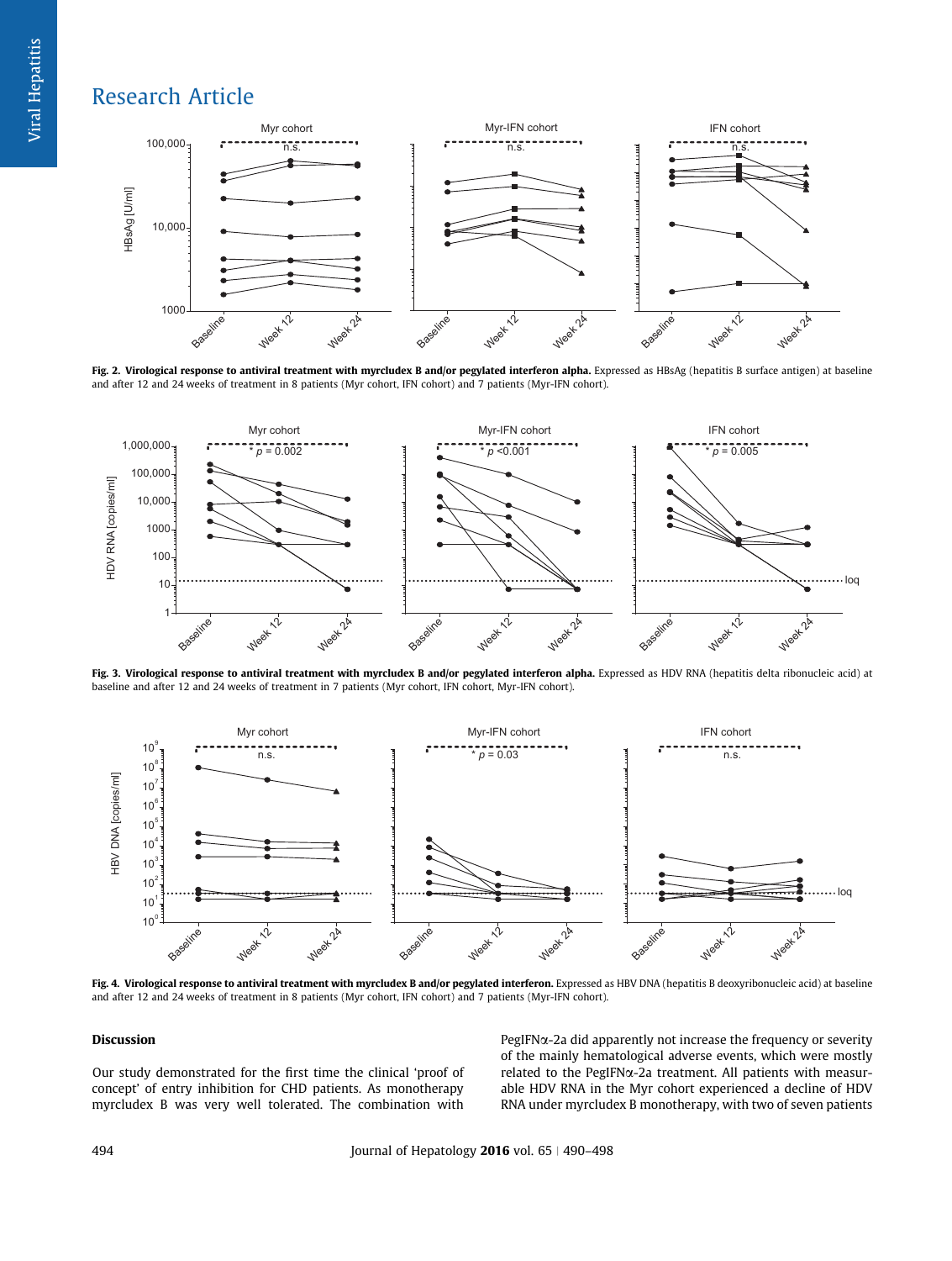**Fig. 2. Virological response to antiviral treatment with myrcludex B and/or pegylated interferon alpha.** Expressed as HBsAg (hepatitis B surface antigen) at baseline and after 12 and 24 weeks of treatment in 8 patients (Myr cohort, IFN cohort) and 7 patients (Myr-IFN cohort).

**Fig. 3. Virological response to antiviral treatment with myrcludex B and/or pegylated interferon alpha.** Expressed as HDV RNA (hepatitis delta ribonucleic acid) at baseline and after 12 and 24 weeks of treatment in 7 patients (Myr cohort, IFN cohort, Myr-IFN cohort).

**Fig. 4. Virological response to antiviral treatment with myrcludex B and/or pegylated interferon.** Expressed as HBV DNA (hepatitis B deoxyribonucleic acid) at baseline and after 12 and 24 weeks of treatment in 8 patients (Myr cohort, IFN cohort) and 7 patients (Myr-IFN cohort).

## Discussion

Our study demonstrated for the first time the clinical 'proof of concept' of entry inhibition for CHD patients. As monotherapy myrcludex B was very well tolerated. The combination with PegIFNα-2a did apparently not increase the frequency or severity of the mainly hematological adverse events, which were mostly related to the PegIFNα-2a treatment. All patients with measurable HDV RNA in the Myr cohort experienced a decline of HDV RNA under myrcludex B monotherapy, with two of seven patients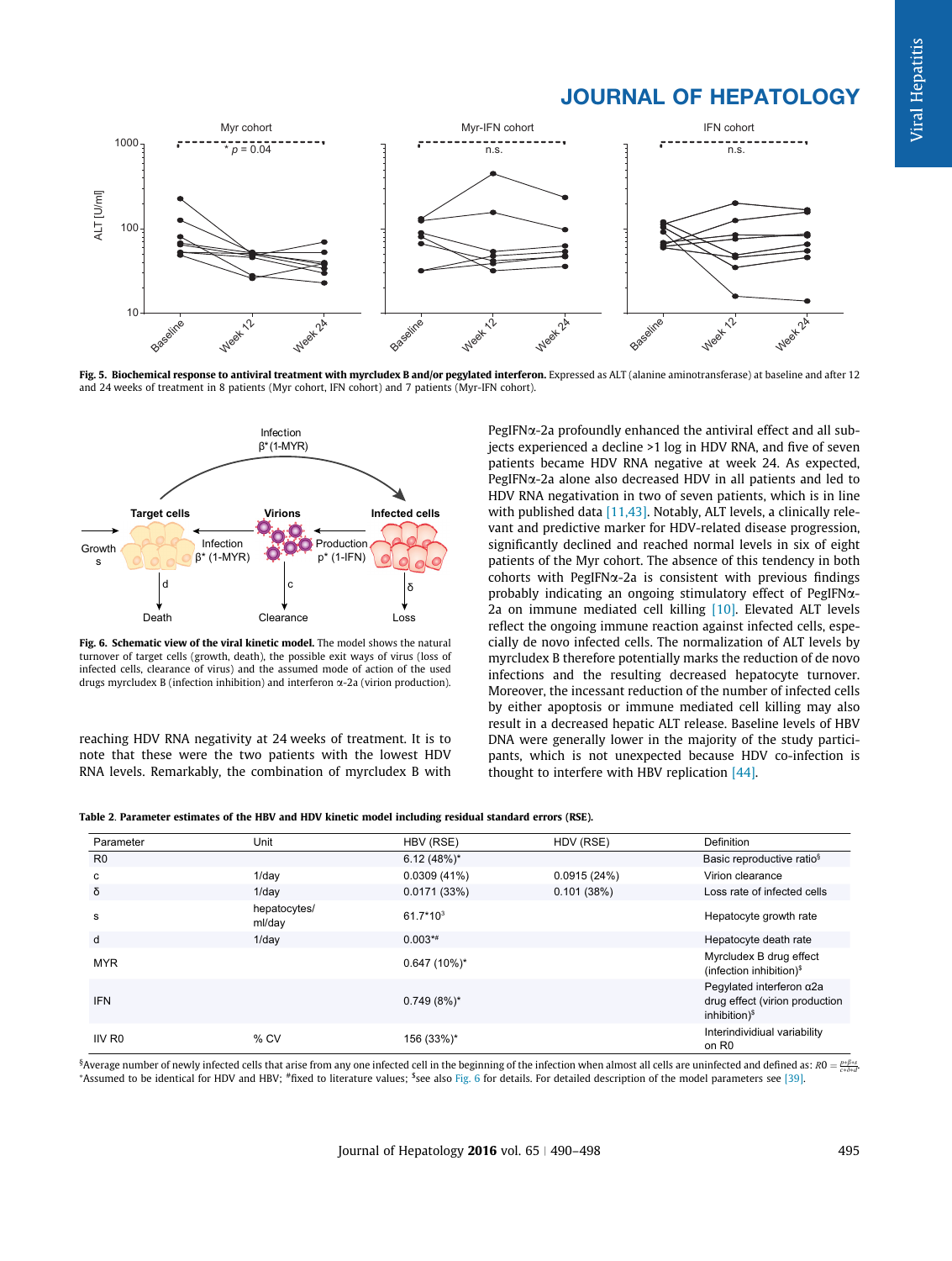**Fig. 5. Biochemical response to antiviral treatment with myrcludex B and/or pegylated interferon.** Expressed as ALT (alanine aminotransferase) at baseline and after 12 and 24 weeks of treatment in 8 patients (Myr cohort, IFN cohort) and 7 patients (Myr-IFN cohort).

**Fig. 6. Schematic view of the viral kinetic model.** The model shows the natural turnover of target cells (growth, death), the possible exit ways of virus (loss of infected cells, clearance of virus) and the assumed mode of action of the used drugs myrcludex B (infection inhibition) and interferon α-2a (virion production).

reaching HDV RNA negativity at 24 weeks of treatment. It is to note that these were the two patients with the lowest HDV RNA levels. Remarkably, the combination of myrcludex B with PegIFNα-2a profoundly enhanced the antiviral effect and all subjects experienced a decline >1 log in HDV RNA, and five of seven patients became HDV RNA negative at week 24. As expected, PegIFNα-2a alone also decreased HDV in all patients and led to HDV RNA negativation in two of seven patients, which is in line with published data [11,43]. Notably, ALT levels, a clinically relevant and predictive marker for HDV-related disease progression, significantly declined and reached normal levels in six of eight patients of the Myr cohort. The absence of this tendency in both cohorts with PegIFNα-2a is consistent with previous findings probably indicating an ongoing stimulatory effect of PegIFNα-2a on immune mediated cell killing [10]. Elevated ALT levels reflect the ongoing immune reaction against infected cells, especially de novo infected cells. The normalization of ALT levels by myrcludex B therefore potentially marks the reduction of de novo infections and the resulting decreased hepatocyte turnover. Moreover, the incessant reduction of the number of infected cells by either apoptosis or immune mediated cell killing may also result in a decreased hepatic ALT release. Baseline levels of HBV DNA were generally lower in the majority of the study participants, which is not unexpected because HDV co-infection is thought to interfere with HBV replication [44].

**Table 2. Parameter estimates of the HBV and HDV kinetic model including residual standard errors (RSE).**

| Parameter | Unit | HBV (RSE) | HDV (RSE) | Definition |
|---|---|---|---|---|
| R0 | | 6.12 (48%)* | | Basic reproductive ratio§ |
| c | 1/day | 0.0309 (41%) | 0.0915 (24%) | Virion clearance |
| δ | 1/day | 0.0171 (33%) | 0.101 (38%) | Loss rate of infected cells |
| s | hepatocytes/ml/day | $61.7*10^3$ | | Hepatocyte growth rate |
| d | 1/day | 0.003*# | | Hepatocyte death rate |
| MYR | | 0.647 (10%)* | | Myrcludex B drug effect (infection inhibition)$ |
| IFN | | 0.749 (8%)* | | Pegylated interferon α2a drug effect (virion production inhibition)$ |
| IIV R0 | % CV | 156 (33%)* | | Interindividual variability on R0 |

§Average number of newly infected cells that arise from any one infected cell in the beginning of the infection when almost all cells are uninfected and defined as: $R0 = \frac{p*\beta*s}{c*\delta*d}$.
*Assumed to be identical for HDV and HBV; #fixed to literature values; $see also Fig. 6 for details. For detailed description of the model parameters see [39].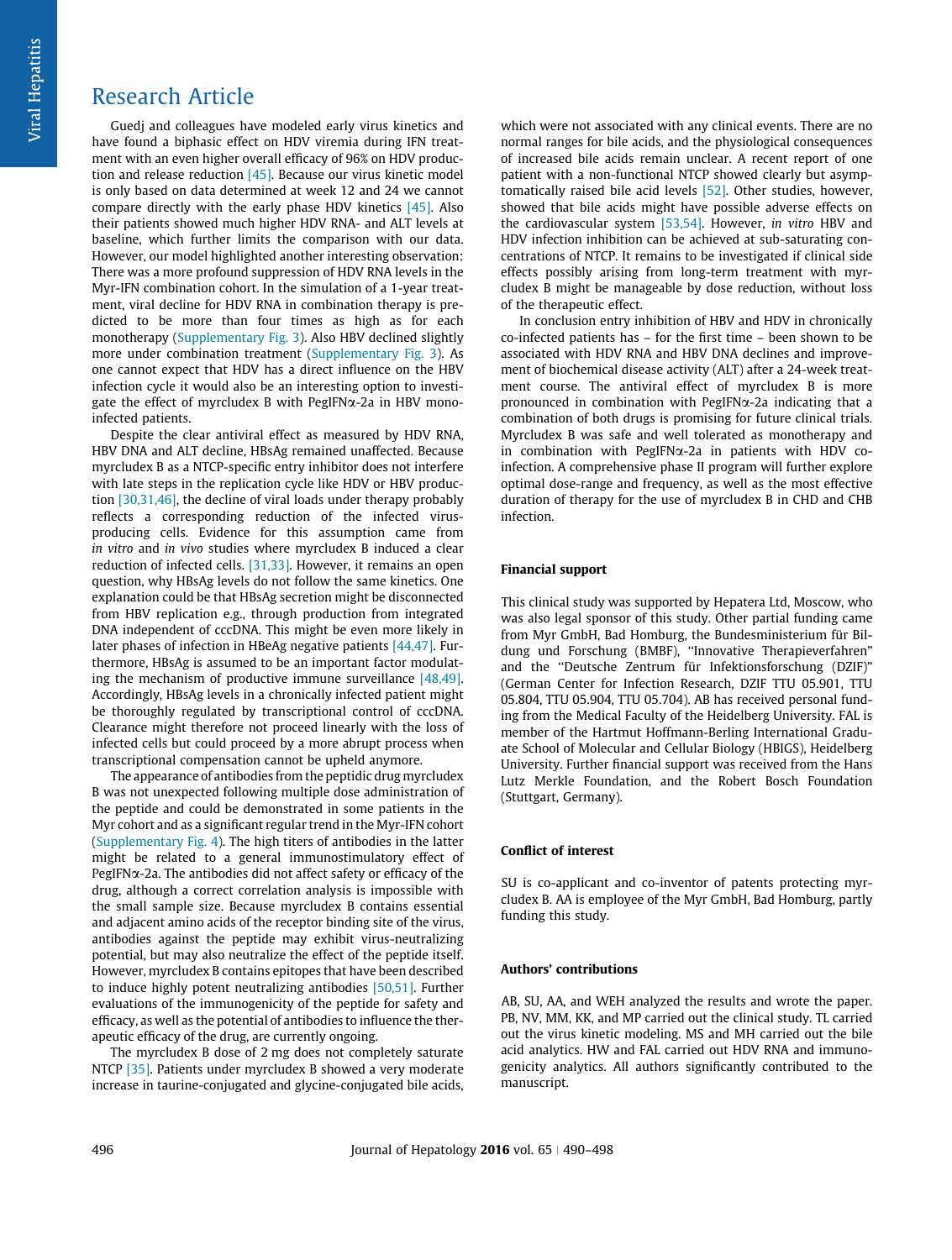Guedj and colleagues have modeled early virus kinetics and have found a biphasic effect on HDV viremia during IFN treatment with an even higher overall efficacy of 96% on HDV production and release reduction [45]. Because our virus kinetic model is only based on data determined at week 12 and 24 we cannot compare directly with the early phase HDV kinetics [45]. Also their patients showed much higher HDV RNA- and ALT levels at baseline, which further limits the comparison with our data. However, our model highlighted another interesting observation: There was a more profound suppression of HDV RNA levels in the Myr-IFN combination cohort. In the simulation of a 1-year treatment, viral decline for HDV RNA in combination therapy is predicted to be more than four times as high as for each monotherapy (Supplementary Fig. 3). Also HBV declined slightly more under combination treatment (Supplementary Fig. 3). As one cannot expect that HDV has a direct influence on the HBV infection cycle it would also be an interesting option to investigate the effect of myrcludex B with PegIFNα-2a in HBV mono-infected patients.

Despite the clear antiviral effect as measured by HDV RNA, HBV DNA and ALT decline, HBsAg remained unaffected. Because myrcludex B as a NTCP-specific entry inhibitor does not interfere with late steps in the replication cycle like HDV or HBV production [30,31,46], the decline of viral loads under therapy probably reflects a corresponding reduction of the infected virus-producing cells. Evidence for this assumption came from *in vitro* and *in vivo* studies where myrcludex B induced a clear reduction of infected cells. [31,33]. However, it remains an open question, why HBsAg levels do not follow the same kinetics. One explanation could be that HBsAg secretion might be disconnected from HBV replication e.g., through production from integrated DNA independent of cccDNA. This might be even more likely in later phases of infection in HBeAg negative patients [44,47]. Furthermore, HBsAg is assumed to be an important factor modulating the mechanism of productive immune surveillance [48,49]. Accordingly, HBsAg levels in a chronically infected patient might be thoroughly regulated by transcriptional control of cccDNA. Clearance might therefore not proceed linearly with the loss of infected cells but could proceed by a more abrupt process when transcriptional compensation cannot be upheld anymore.

The appearance of antibodies from the peptidic drug myrcludex B was not unexpected following multiple dose administration of the peptide and could be demonstrated in some patients in the Myr cohort and as a significant regular trend in the Myr-IFN cohort (Supplementary Fig. 4). The high titers of antibodies in the latter might be related to a general immunostimulatory effect of PegIFNα-2a. The antibodies did not affect safety or efficacy of the drug, although a correct correlation analysis is impossible with the small sample size. Because myrcludex B contains essential and adjacent amino acids of the receptor binding site of the virus, antibodies against the peptide may exhibit virus-neutralizing potential, but may also neutralize the effect of the peptide itself. However, myrcludex B contains epitopes that have been described to induce highly potent neutralizing antibodies [50,51]. Further evaluations of the immunogenicity of the peptide for safety and efficacy, as well as the potential of antibodies to influence the therapeutic efficacy of the drug, are currently ongoing.

The myrcludex B dose of 2 mg does not completely saturate NTCP [35]. Patients under myrcludex B showed a very moderate increase in taurine-conjugated and glycine-conjugated bile acids, which were not associated with any clinical events. There are no normal ranges for bile acids, and the physiological consequences of increased bile acids remain unclear. A recent report of one patient with a non-functional NTCP showed clearly but asymptomatically raised bile acid levels [52]. Other studies, however, showed that bile acids might have possible adverse effects on the cardiovascular system [53,54]. However, *in vitro* HBV and HDV infection inhibition can be achieved at sub-saturating concentrations of NTCP. It remains to be investigated if clinical side effects possibly arising from long-term treatment with myrcludex B might be manageable by dose reduction, without loss of the therapeutic effect.

In conclusion entry inhibition of HBV and HDV in chronically co-infected patients has – for the first time – been shown to be associated with HDV RNA and HBV DNA declines and improvement of biochemical disease activity (ALT) after a 24-week treatment course. The antiviral effect of myrcludex B is more pronounced in combination with PegIFNα-2a indicating that a combination of both drugs is promising for future clinical trials. Myrcludex B was safe and well tolerated as monotherapy and in combination with PegIFNα-2a in patients with HDV co-infection. A comprehensive phase II program will further explore optimal dose-range and frequency, as well as the most effective duration of therapy for the use of myrcludex B in CHD and CHB infection.

### Financial support

This clinical study was supported by Hepatera Ltd, Moscow, who was also legal sponsor of this study. Other partial funding came from Myr GmbH, Bad Homburg, the Bundesministerium für Bildung und Forschung (BMBF), "Innovative Therapieverfahren" and the "Deutsche Zentrum für Infektionsforschung (DZIF)" (German Center for Infection Research, DZIF TTU 05.901, TTU 05.804, TTU 05.904, TTU 05.704). AB has received personal funding from the Medical Faculty of the Heidelberg University. FAL is member of the Hartmut Hoffmann-Berling International Graduate School of Molecular and Cellular Biology (HBIGS), Heidelberg University. Further financial support was received from the Hans Lutz Merkle Foundation, and the Robert Bosch Foundation (Stuttgart, Germany).

### Conflict of interest

SU is co-applicant and co-inventor of patents protecting myrcludex B. AA is employee of the Myr GmbH, Bad Homburg, partly funding this study.

### Authors' contributions

AB, SU, AA, and WEH analyzed the results and wrote the paper. PB, NV, MM, KK, and MP carried out the clinical study. TL carried out the virus kinetic modeling. MS and MH carried out the bile acid analytics. HW and FAL carried out HDV RNA and immunogenicity analytics. All authors significantly contributed to the manuscript.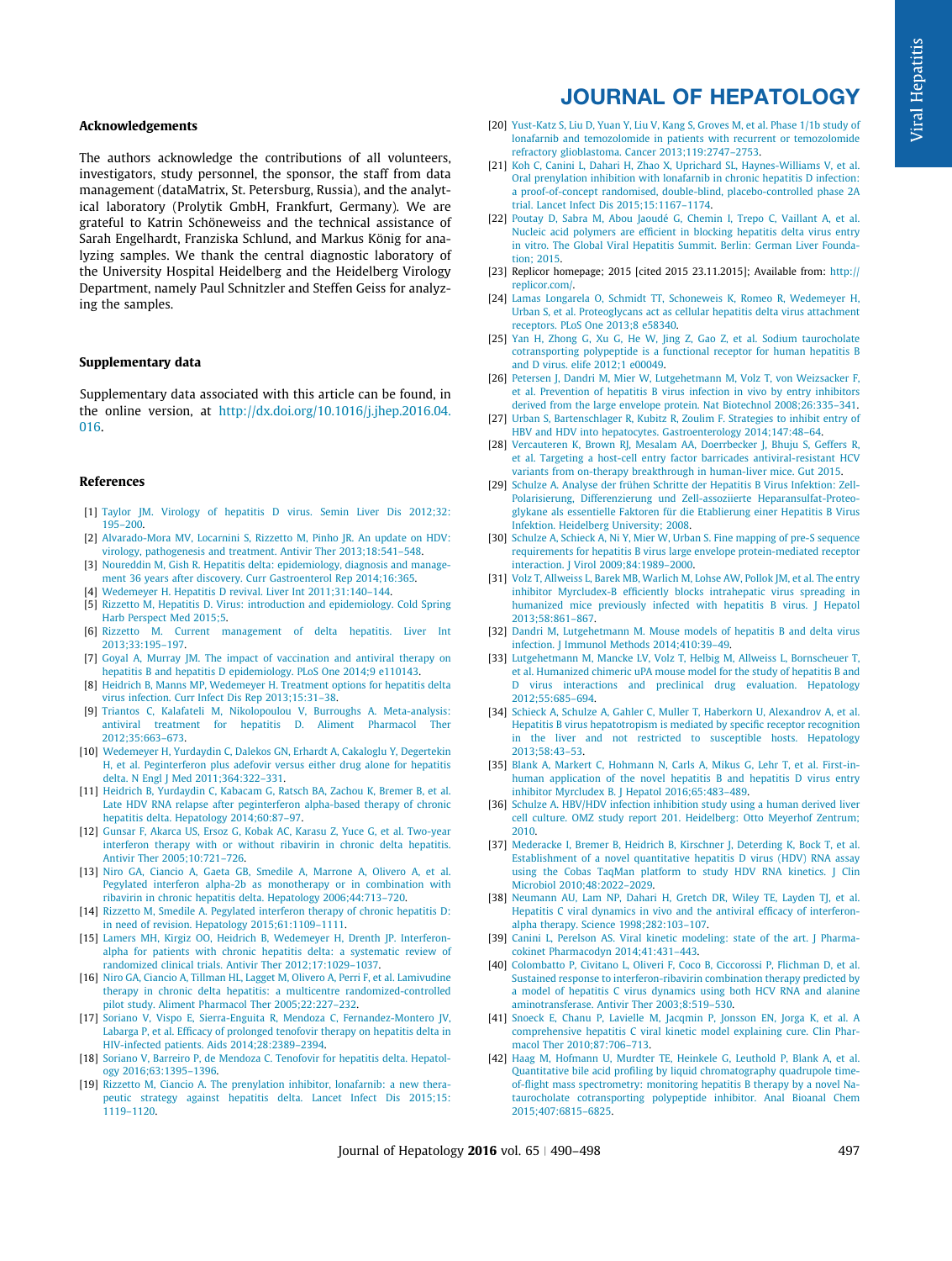## Acknowledgements

The authors acknowledge the contributions of all volunteers, investigators, study personnel, the sponsor, the staff from data management (dataMatrix, St. Petersburg, Russia), and the analytical laboratory (Prolytik GmbH, Frankfurt, Germany). We are grateful to Katrin Schöneweiss and the technical assistance of Sarah Engelhardt, Franziska Schlund, and Markus König for analyzing samples. We thank the central diagnostic laboratory of the University Hospital Heidelberg and the Heidelberg Virology Department, namely Paul Schnitzler and Steffen Geiss for analyzing the samples.

## Supplementary data

Supplementary data associated with this article can be found, in the online version, at http://dx.doi.org/10.1016/j.jhep.2016.04.016.

## References

[1] Taylor JM. Virology of hepatitis D virus. Semin Liver Dis 2012;32:195–200.

[2] Alvarado-Mora MV, Locarnini S, Rizzetto M, Pinho JR. An update on HDV: virology, pathogenesis and treatment. Antivir Ther 2013;18:541–548.

[3] Noureddin M, Gish R. Hepatitis delta: epidemiology, diagnosis and management 36 years after discovery. Curr Gastroenterol Rep 2014;16:365.

[4] Wedemeyer H. Hepatitis D revival. Liver Int 2011;31:140–144.

[5] Rizzetto M, Hepatitis D. Virus: introduction and epidemiology. Cold Spring Harb Perspect Med 2015;5.

[6] Rizzetto M. Current management of delta hepatitis. Liver Int 2013;33:195–197.

[7] Goyal A, Murray JM. The impact of vaccination and antiviral therapy on hepatitis B and hepatitis D epidemiology. PLoS One 2014;9 e110143.

[8] Heidrich B, Manns MP, Wedemeyer H. Treatment options for hepatitis delta virus infection. Curr Infect Dis Rep 2013;15:31–38.

[9] Triantos C, Kalafateli M, Nikolopoulou V, Burroughs A. Meta-analysis: antiviral treatment for hepatitis D. Aliment Pharmacol Ther 2012;35:663–673.

[10] Wedemeyer H, Yurdaydin C, Dalekos GN, Erhardt A, Cakaloglu Y, Degertekin H, et al. Peginterferon plus adefovir versus either drug alone for hepatitis delta. N Engl J Med 2011;364:322–331.

[11] Heidrich B, Yurdaydin C, Kabacam G, Ratsch BA, Zachou K, Bremer B, et al. Late HDV RNA relapse after peginterferon alpha-based therapy of chronic hepatitis delta. Hepatology 2014;60:87–97.

[12] Gunsar F, Akarca US, Ersoz G, Kobak AC, Karasu Z, Yuce G, et al. Two-year interferon therapy with or without ribavirin in chronic delta hepatitis. Antivir Ther 2005;10:721–726.

[13] Niro GA, Ciancio A, Gaeta GB, Smedile A, Marrone A, Olivero A, et al. Pegylated interferon alpha-2b as monotherapy or in combination with ribavirin in chronic hepatitis delta. Hepatology 2006;44:713–720.

[14] Rizzetto M, Smedile A. Pegylated interferon therapy of chronic hepatitis D: in need of revision. Hepatology 2015;61:1109–1111.

[15] Lamers MH, Kirgiz OO, Heidrich B, Wedemeyer H, Drenth JP. Interferon-alpha for patients with chronic hepatitis delta: a systematic review of randomized clinical trials. Antivir Ther 2012;17:1029–1037.

[16] Niro GA, Ciancio A, Tillman HL, Lagget M, Olivero A, Perri F, et al. Lamivudine therapy in chronic delta hepatitis: a multicentre randomized-controlled pilot study. Aliment Pharmacol Ther 2005;22:227–232.

[17] Soriano V, Vispo E, Sierra-Enguita R, Mendoza C, Fernandez-Montero JV, Labarga P, et al. Efficacy of prolonged tenofovir therapy on hepatitis delta in HIV-infected patients. Aids 2014;28:2389–2394.

[18] Soriano V, Barreiro P, de Mendoza C. Tenofovir for hepatitis delta. Hepatology 2016;63:1395–1396.

[19] Rizzetto M, Ciancio A. The prenylation inhibitor, lonafarnib: a new therapeutic strategy against hepatitis delta. Lancet Infect Dis 2015;15:1119–1120.

[20] Yust-Katz S, Liu D, Yuan Y, Liu V, Kang S, Groves M, et al. Phase 1/1b study of lonafarnib and temozolomide in patients with recurrent or temozolomide refractory glioblastoma. Cancer 2013;119:2747–2753.

[21] Koh C, Canini L, Dahari H, Zhao X, Uprichard SL, Haynes-Williams V, et al. Oral prenylation inhibition with lonafarnib in chronic hepatitis D infection: a proof-of-concept randomised, double-blind, placebo-controlled phase 2A trial. Lancet Infect Dis 2015;15:1167–1174.

[22] Poutay D, Sabra M, Abou Jaoudé G, Chemin I, Trepo C, Vaillant A, et al. Nucleic acid polymers are efficient in blocking hepatitis delta virus entry in vitro. The Global Viral Hepatitis Summit. Berlin: German Liver Foundation; 2015.

[23] Replicor homepage; 2015 [cited 2015 23.11.2015]; Available from: http://replicor.com/.

[24] Lamas Longarela O, Schmidt TT, Schoneweis K, Romeo R, Wedemeyer H, Urban S, et al. Proteoglycans act as cellular hepatitis delta virus attachment receptors. PLoS One 2013;8 e58340.

[25] Yan H, Zhong G, Xu G, He W, Jing Z, Gao Z, et al. Sodium taurocholate cotransporting polypeptide is a functional receptor for human hepatitis B and D virus. elife 2012;1 e00049.

[26] Petersen J, Dandri M, Mier W, Lutgehetmann M, Volz T, von Weizsacker F, et al. Prevention of hepatitis B virus infection in vivo by entry inhibitors derived from the large envelope protein. Nat Biotechnol 2008;26:335–341.

[27] Urban S, Bartenschlager R, Kubitz R, Zoulim F. Strategies to inhibit entry of HBV and HDV into hepatocytes. Gastroenterology 2014;147:48–64.

[28] Vercauteren K, Brown RJ, Mesalam AA, Doerrbecker J, Bhuju S, Geffers R, et al. Targeting a host-cell entry factor barricades antiviral-resistant HCV variants from on-therapy breakthrough in human-liver mice. Gut 2015.

[29] Schulze A. Analyse der frühen Schritte der Hepatitis B Virus Infektion: Zell-Polarisierung, Differenzierung und Zell-assoziierte Heparansulfat-Proteoglykane als essentielle Faktoren für die Etablierung einer Hepatitis B Virus Infektion. Heidelberg University; 2008.

[30] Schulze A, Schieck A, Ni Y, Mier W, Urban S. Fine mapping of pre-S sequence requirements for hepatitis B virus large envelope protein-mediated receptor interaction. J Virol 2009;84:1989–2000.

[31] Volz T, Allweiss L, Barek MB, Warlich M, Lohse AW, Pollok JM, et al. The entry inhibitor Myrcludex-B efficiently blocks intrahepatic virus spreading in humanized mice previously infected with hepatitis B virus. J Hepatol 2013;58:861–867.

[32] Dandri M, Lutgehetmann M. Mouse models of hepatitis B and delta virus infection. J Immunol Methods 2014;410:39–49.

[33] Lutgehetmann M, Mancke LV, Volz T, Helbig M, Allweiss L, Bornscheuer T, et al. Humanized chimeric uPA mouse model for the study of hepatitis B and D virus interactions and preclinical drug evaluation. Hepatology 2012;55:685–694.

[34] Schieck A, Schulze A, Gahler C, Muller T, Haberkorn U, Alexandrov A, et al. Hepatitis B virus hepatotropism is mediated by specific receptor recognition in the liver and not restricted to susceptible hosts. Hepatology 2013;58:43–53.

[35] Blank A, Markert C, Hohmann N, Carls A, Mikus G, Lehr T, et al. First-in-human application of the novel hepatitis B and hepatitis D virus entry inhibitor Myrcludex B. J Hepatol 2016;65:483–489.

[36] Schulze A. HBV/HDV infection inhibition study using a human derived liver cell culture. OMZ study report 201. Heidelberg: Otto Meyerhof Zentrum; 2010.

[37] Mederacke I, Bremer B, Heidrich B, Kirschner J, Deterding K, Bock T, et al. Establishment of a novel quantitative hepatitis D virus (HDV) RNA assay using the Cobas TaqMan platform to study HDV RNA kinetics. J Clin Microbiol 2010;48:2022–2029.

[38] Neumann AU, Lam NP, Dahari H, Gretch DR, Wiley TE, Layden TJ, et al. Hepatitis C viral dynamics in vivo and the antiviral efficacy of interferon-alpha therapy. Science 1998;282:103–107.

[39] Canini L, Perelson AS. Viral kinetic modeling: state of the art. J Pharmacokinet Pharmacodyn 2014;41:431–443.

[40] Colombatto P, Civitano L, Oliveri F, Coco B, Ciccorossi P, Flichman D, et al. Sustained response to interferon-ribavirin combination therapy predicted by a model of hepatitis C virus dynamics using both HCV RNA and alanine aminotransferase. Antivir Ther 2003;8:519–530.

[41] Snoeck E, Chanu P, Lavielle M, Jacqmin P, Jonsson EN, Jorga K, et al. A comprehensive hepatitis C viral kinetic model explaining cure. Clin Pharmacol Ther 2010;87:706–713.

[42] Haag M, Hofmann U, Murdter TE, Heinkele G, Leuthold P, Blank A, et al. Quantitative bile acid profiling by liquid chromatography quadrupole time-of-flight mass spectrometry: monitoring hepatitis B therapy by a novel Na-taurocholate cotransporting polypeptide inhibitor. Anal Bioanal Chem 2015;407:6815–6825.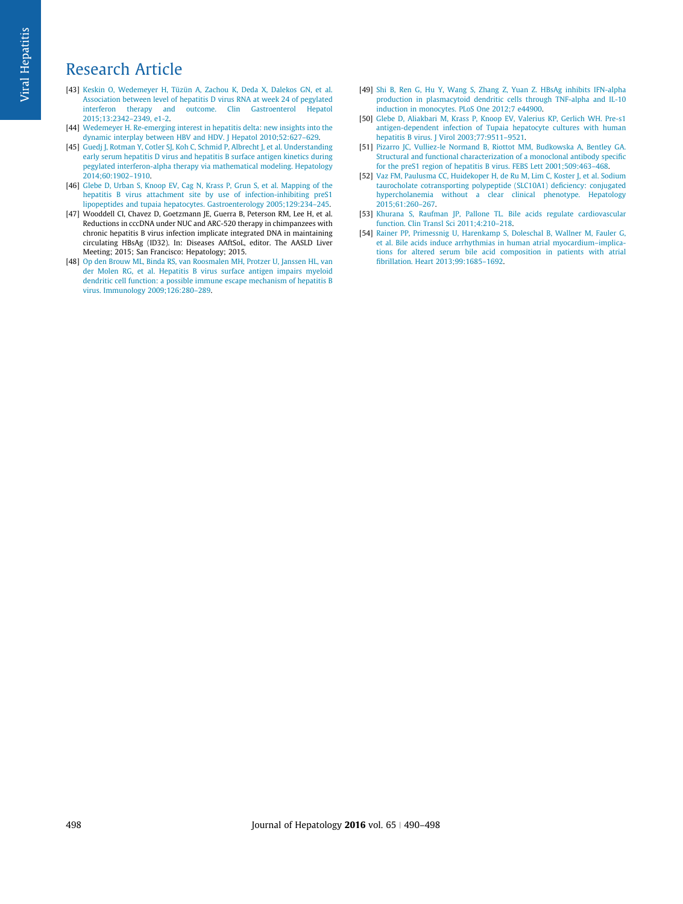[43] Keskin O, Wedemeyer H, Tüzün A, Zachou K, Deda X, Dalekos GN, et al. Association between level of hepatitis D virus RNA at week 24 of pegylated interferon therapy and outcome. Clin Gastroenterol Hepatol 2015;13:2342–2349, e1-2.

[44] Wedemeyer H. Re-emerging interest in hepatitis delta: new insights into the dynamic interplay between HBV and HDV. J Hepatol 2010;52:627–629.

[45] Guedj J, Rotman Y, Cotler SJ, Koh C, Schmid P, Albrecht J, et al. Understanding early serum hepatitis D virus and hepatitis B surface antigen kinetics during pegylated interferon-alpha therapy via mathematical modeling. Hepatology 2014;60:1902–1910.

[46] Glebe D, Urban S, Knoop EV, Cag N, Krass P, Grun S, et al. Mapping of the hepatitis B virus attachment site by use of infection-inhibiting preS1 lipopeptides and tupaia hepatocytes. Gastroenterology 2005;129:234–245.

[47] Wooddell CI, Chavez D, Goetzmann JE, Guerra B, Peterson RM, Lee H, et al. Reductions in cccDNA under NUC and ARC-520 therapy in chimpanzees with chronic hepatitis B virus infection implicate integrated DNA in maintaining circulating HBsAg (ID32). In: Diseases AAftSoL, editor. The AASLD Liver Meeting; 2015; San Francisco: Hepatology; 2015.

[48] Op den Brouw ML, Binda RS, van Roosmalen MH, Protzer U, Janssen HL, van der Molen RG, et al. Hepatitis B virus surface antigen impairs myeloid dendritic cell function: a possible immune escape mechanism of hepatitis B virus. Immunology 2009;126:280–289.

[49] Shi B, Ren G, Hu Y, Wang S, Zhang Z, Yuan Z. HBsAg inhibits IFN-alpha production in plasmacytoid dendritic cells through TNF-alpha and IL-10 induction in monocytes. PLoS One 2012;7 e44900.

[50] Glebe D, Aliakbari M, Krass P, Knoop EV, Valerius KP, Gerlich WH. Pre-s1 antigen-dependent infection of Tupaia hepatocyte cultures with human hepatitis B virus. J Virol 2003;77:9511–9521.

[51] Pizarro JC, Vulliez-le Normand B, Riottot MM, Budkowska A, Bentley GA. Structural and functional characterization of a monoclonal antibody specific for the preS1 region of hepatitis B virus. FEBS Lett 2001;509:463–468.

[52] Vaz FM, Paulusma CC, Huidekoper H, de Ru M, Lim C, Koster J, et al. Sodium taurocholate cotransporting polypeptide (SLC10A1) deficiency: conjugated hypercholanemia without a clear clinical phenotype. Hepatology 2015;61:260–267.

[53] Khurana S, Raufman JP, Pallone TL. Bile acids regulate cardiovascular function. Clin Transl Sci 2011;4:210–218.

[54] Rainer PP, Primessnig U, Harenkamp S, Doleschal B, Wallner M, Fauler G, et al. Bile acids induce arrhythmias in human atrial myocardium–implications for altered serum bile acid composition in patients with atrial fibrillation. Heart 2013;99:1685–1692.